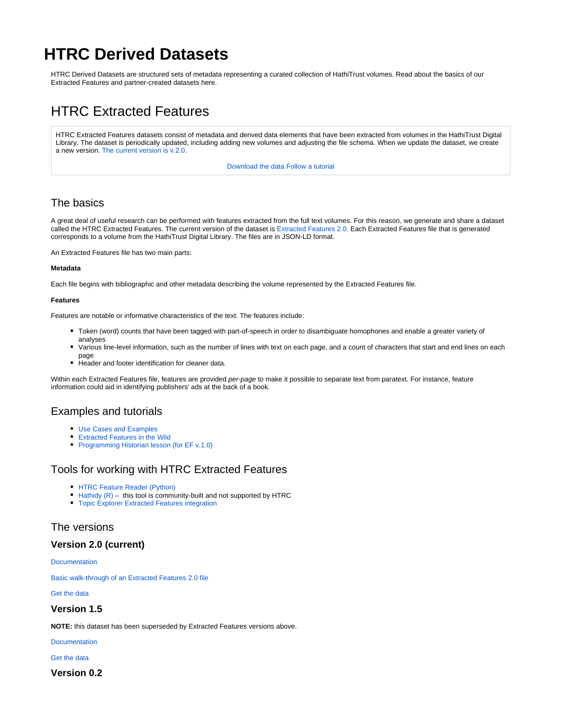# HTRC Derived Datasets

HTRC Derived Datasets are structured sets of metadata representing a curated collection of HathiTrust volumes. Read about the basics of our Extracted Features and partner-created datasets here.

## HTRC Extracted Features

HTRC Extracted Features datasets consist of metadata and derived data elements that have been extracted from volumes in the HathiTrust Digital Library. The dataset is periodically updated, including adding new volumes and adjusting the file schema. When we update the dataset, we create a new version. The current version is v.2.0.

Download the data Follow a tutorial

### The basics

A great deal of useful research can be performed with features extracted from the full text volumes. For this reason, we generate and share a dataset called the HTRC Extracted Features. The current version of the dataset is Extracted Features 2.0. Each Extracted Features file that is generated corresponds to a volume from the HathiTrust Digital Library. The files are in JSON-LD format.

An Extracted Features file has two main parts:

**Metadata**

Each file begins with bibliographic and other metadata describing the volume represented by the Extracted Features file.

**Features**

Features are notable or informative characteristics of the text. The features include:

- Token (word) counts that have been tagged with part-of-speech in order to disambiguate homophones and enable a greater variety of analyses
- Various line-level information, such as the number of lines with text on each page, and a count of characters that start and end lines on each page
- Header and footer identification for cleaner data.

Within each Extracted Features file, features are provided *per-page* to make it possible to separate text from paratext. For instance, feature information could aid in identifying publishers' ads at the back of a book.

### Examples and tutorials

- Use Cases and Examples
- Extracted Features in the Wild
- Programming Historian lesson (for EF v.1.0)

### Tools for working with HTRC Extracted Features

- HTRC Feature Reader (Python)
- Hathidy (R) – this tool is community-built and not supported by HTRC
- Topic Explorer Extracted Features integration

### The versions

#### Version 2.0 (current)

Documentation

Basic walk-through of an Extracted Features 2.0 file

Get the data

#### Version 1.5

**NOTE:** this dataset has been superseded by Extracted Features versions above.

Documentation

Get the data

#### Version 0.2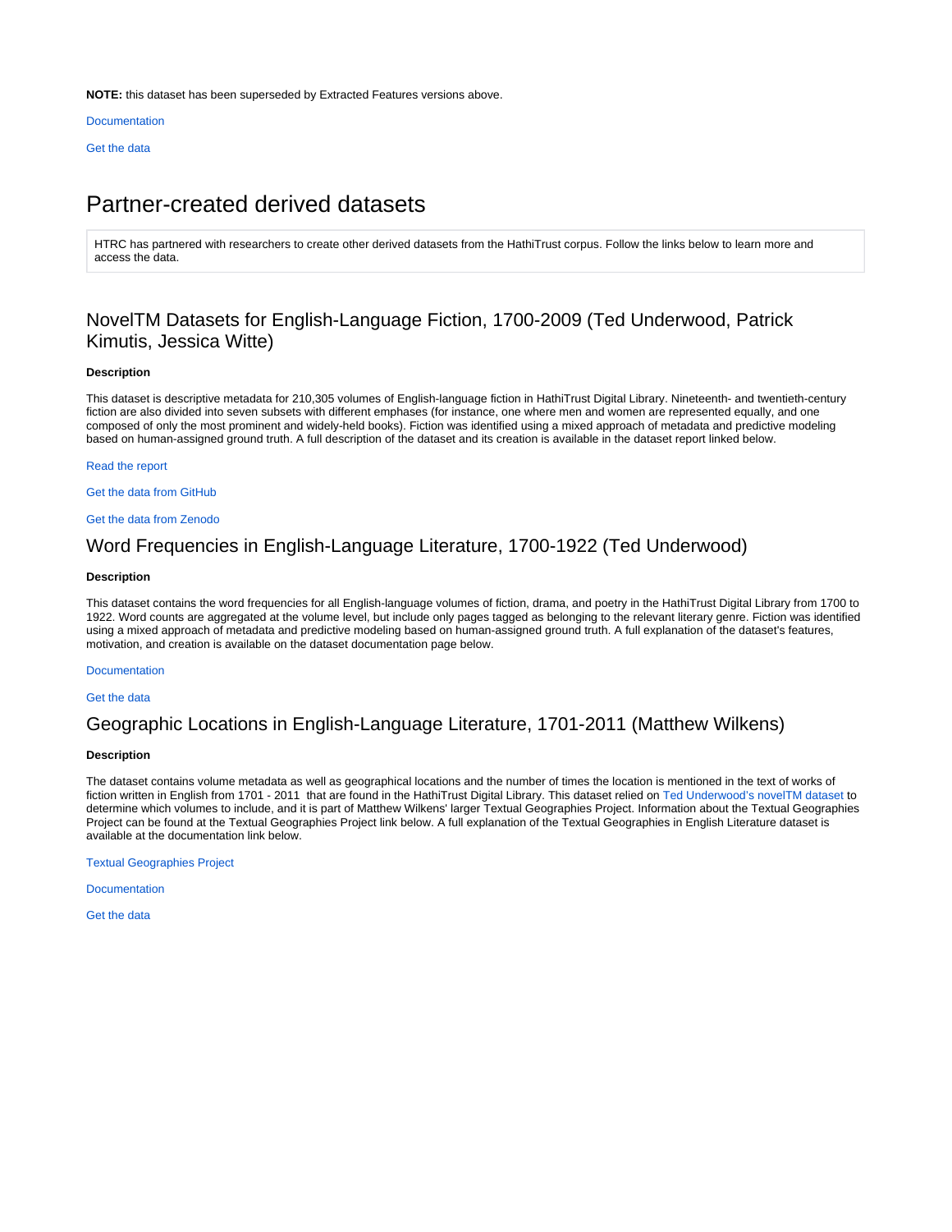**NOTE:** this dataset has been superseded by Extracted Features versions above.

Documentation

Get the data

# Partner-created derived datasets

HTRC has partnered with researchers to create other derived datasets from the HathiTrust corpus. Follow the links below to learn more and access the data.

## NovelTM Datasets for English-Language Fiction, 1700-2009 (Ted Underwood, Patrick Kimutis, Jessica Witte)

**Description**

This dataset is descriptive metadata for 210,305 volumes of English-language fiction in HathiTrust Digital Library. Nineteenth- and twentieth-century fiction are also divided into seven subsets with different emphases (for instance, one where men and women are represented equally, and one composed of only the most prominent and widely-held books). Fiction was identified using a mixed approach of metadata and predictive modeling based on human-assigned ground truth. A full description of the dataset and its creation is available in the dataset report linked below.

Read the report

Get the data from GitHub

Get the data from Zenodo

## Word Frequencies in English-Language Literature, 1700-1922 (Ted Underwood)

**Description**

This dataset contains the word frequencies for all English-language volumes of fiction, drama, and poetry in the HathiTrust Digital Library from 1700 to 1922. Word counts are aggregated at the volume level, but include only pages tagged as belonging to the relevant literary genre. Fiction was identified using a mixed approach of metadata and predictive modeling based on human-assigned ground truth. A full explanation of the dataset's features, motivation, and creation is available on the dataset documentation page below.

Documentation

Get the data

## Geographic Locations in English-Language Literature, 1701-2011 (Matthew Wilkens)

**Description**

The dataset contains volume metadata as well as geographical locations and the number of times the location is mentioned in the text of works of fiction written in English from 1701 - 2011 that are found in the HathiTrust Digital Library. This dataset relied on Ted Underwood's novelTM dataset to determine which volumes to include, and it is part of Matthew Wilkens' larger Textual Geographies Project. Information about the Textual Geographies Project can be found at the Textual Geographies Project link below. A full explanation of the Textual Geographies in English Literature dataset is available at the documentation link below.

Textual Geographies Project

Documentation

Get the data